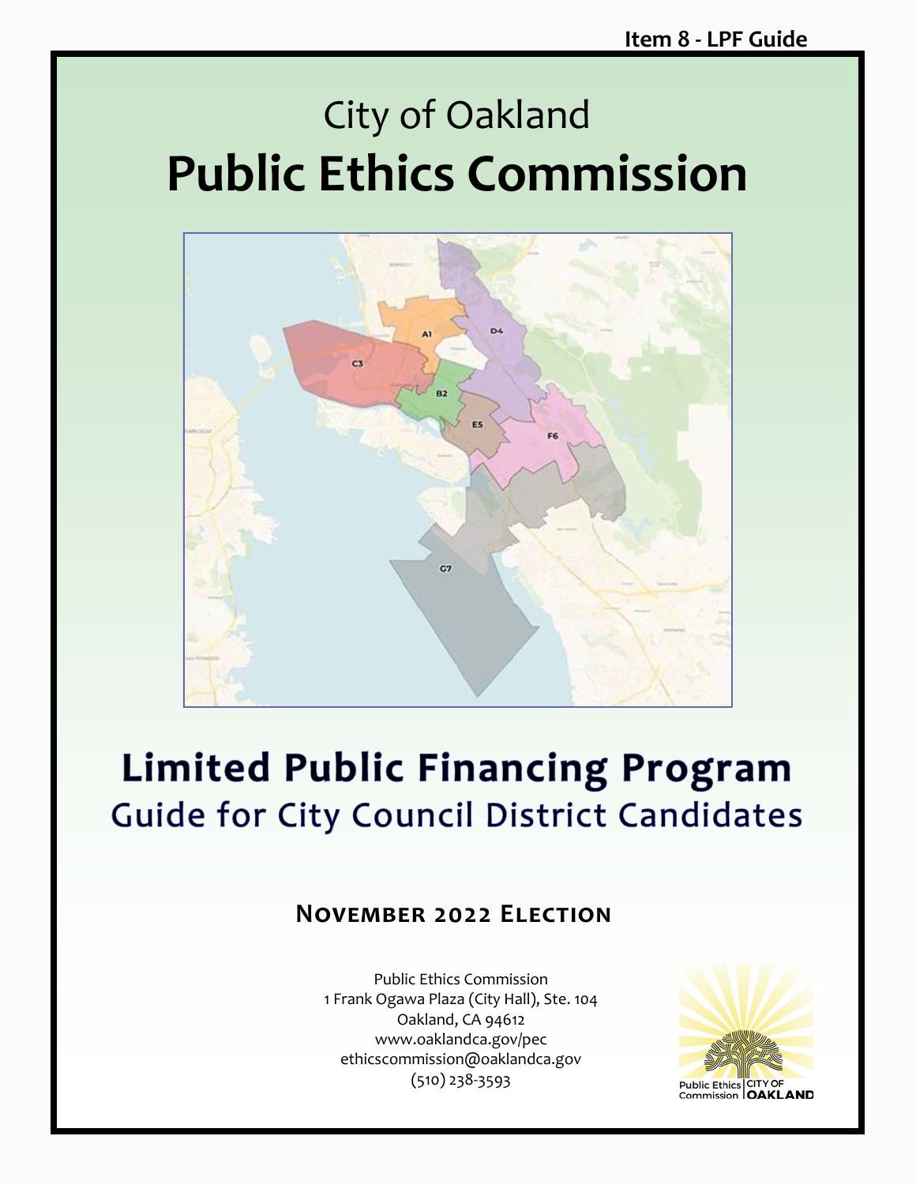Item 8 - LPF Guide

# City of Oakland
# Public Ethics Commission

# Limited Public Financing Program
## Guide for City Council District Candidates

### November 2022 Election

Public Ethics Commission
1 Frank Ogawa Plaza (City Hall), Ste. 104
Oakland, CA 94612
www.oaklandca.gov/pec
ethicscommission@oaklandca.gov
(510) 238-3593

Public Ethics Commission | CITY OF OAKLAND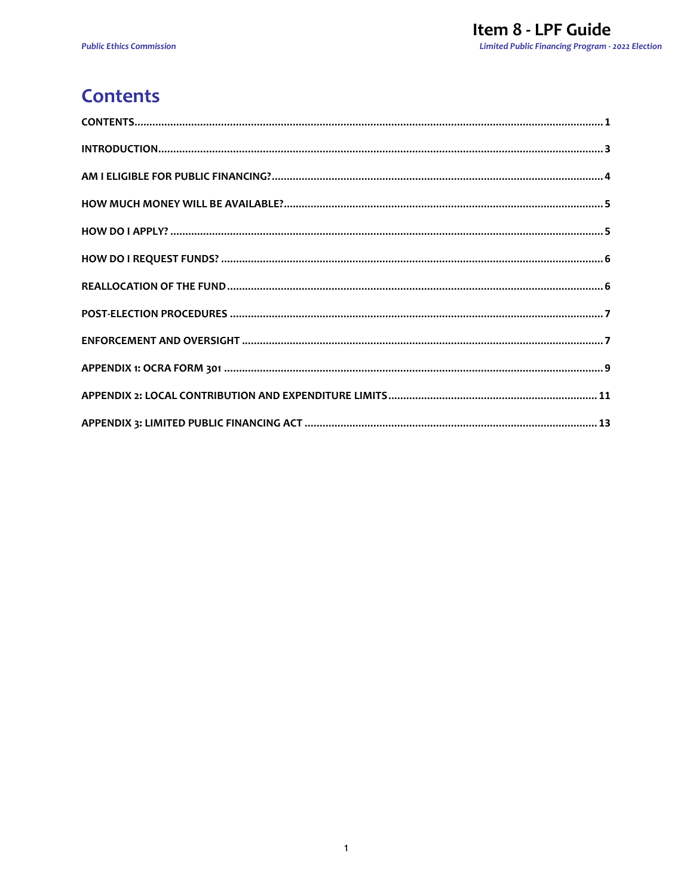# Contents

CONTENTS .......... 1

INTRODUCTION .......... 3

AM I ELIGIBLE FOR PUBLIC FINANCING? .......... 4

HOW MUCH MONEY WILL BE AVAILABLE? .......... 5

HOW DO I APPLY? .......... 5

HOW DO I REQUEST FUNDS? .......... 6

REALLOCATION OF THE FUND .......... 6

POST-ELECTION PROCEDURES .......... 7

ENFORCEMENT AND OVERSIGHT .......... 7

APPENDIX 1: OCRA FORM 301 .......... 9

APPENDIX 2: LOCAL CONTRIBUTION AND EXPENDITURE LIMITS .......... 11

APPENDIX 3: LIMITED PUBLIC FINANCING ACT .......... 13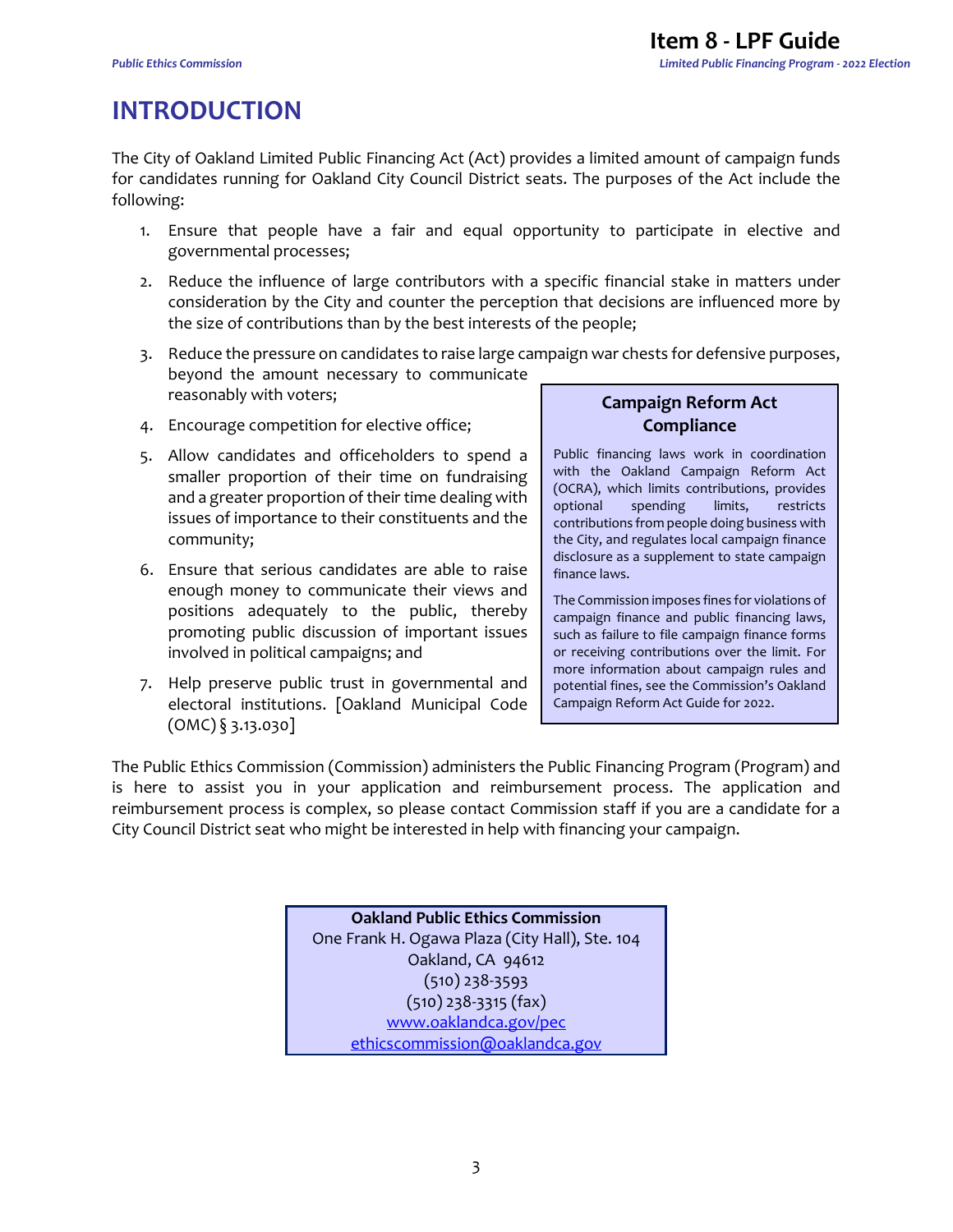# INTRODUCTION

The City of Oakland Limited Public Financing Act (Act) provides a limited amount of campaign funds for candidates running for Oakland City Council District seats. The purposes of the Act include the following:

1. Ensure that people have a fair and equal opportunity to participate in elective and governmental processes;
2. Reduce the influence of large contributors with a specific financial stake in matters under consideration by the City and counter the perception that decisions are influenced more by the size of contributions than by the best interests of the people;
3. Reduce the pressure on candidates to raise large campaign war chests for defensive purposes, beyond the amount necessary to communicate reasonably with voters;
4. Encourage competition for elective office;
5. Allow candidates and officeholders to spend a smaller proportion of their time on fundraising and a greater proportion of their time dealing with issues of importance to their constituents and the community;
6. Ensure that serious candidates are able to raise enough money to communicate their views and positions adequately to the public, thereby promoting public discussion of important issues involved in political campaigns; and
7. Help preserve public trust in governmental and electoral institutions. [Oakland Municipal Code (OMC) § 3.13.030]

**Campaign Reform Act Compliance**

Public financing laws work in coordination with the Oakland Campaign Reform Act (OCRA), which limits contributions, provides optional spending limits, restricts contributions from people doing business with the City, and regulates local campaign finance disclosure as a supplement to state campaign finance laws.

The Commission imposes fines for violations of campaign finance and public financing laws, such as failure to file campaign finance forms or receiving contributions over the limit. For more information about campaign rules and potential fines, see the Commission's Oakland Campaign Reform Act Guide for 2022.

The Public Ethics Commission (Commission) administers the Public Financing Program (Program) and is here to assist you in your application and reimbursement process. The application and reimbursement process is complex, so please contact Commission staff if you are a candidate for a City Council District seat who might be interested in help with financing your campaign.

**Oakland Public Ethics Commission**
One Frank H. Ogawa Plaza (City Hall), Ste. 104
Oakland, CA 94612
(510) 238-3593
(510) 238-3315 (fax)
www.oaklandca.gov/pec
ethicscommission@oaklandca.gov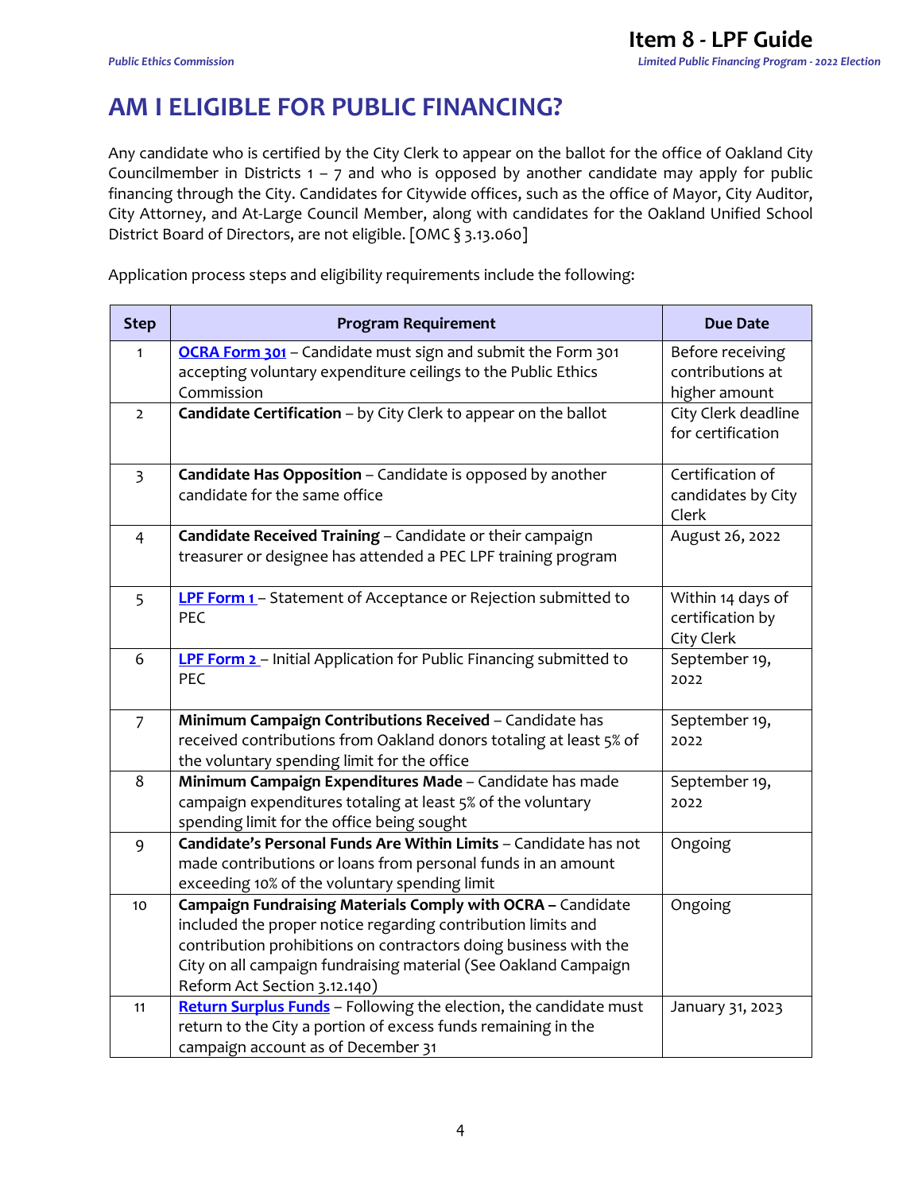# AM I ELIGIBLE FOR PUBLIC FINANCING?

Any candidate who is certified by the City Clerk to appear on the ballot for the office of Oakland City Councilmember in Districts 1 – 7 and who is opposed by another candidate may apply for public financing through the City. Candidates for Citywide offices, such as the office of Mayor, City Auditor, City Attorney, and At-Large Council Member, along with candidates for the Oakland Unified School District Board of Directors, are not eligible. [OMC § 3.13.060]

Application process steps and eligibility requirements include the following:

| Step | Program Requirement | Due Date |
|---|---|---|
| 1 | **OCRA Form 301** – Candidate must sign and submit the Form 301 accepting voluntary expenditure ceilings to the Public Ethics Commission | Before receiving contributions at higher amount |
| 2 | **Candidate Certification** – by City Clerk to appear on the ballot | City Clerk deadline for certification |
| 3 | **Candidate Has Opposition** – Candidate is opposed by another candidate for the same office | Certification of candidates by City Clerk |
| 4 | **Candidate Received Training** – Candidate or their campaign treasurer or designee has attended a PEC LPF training program | August 26, 2022 |
| 5 | **LPF Form 1** – Statement of Acceptance or Rejection submitted to PEC | Within 14 days of certification by City Clerk |
| 6 | **LPF Form 2** – Initial Application for Public Financing submitted to PEC | September 19, 2022 |
| 7 | **Minimum Campaign Contributions Received** – Candidate has received contributions from Oakland donors totaling at least 5% of the voluntary spending limit for the office | September 19, 2022 |
| 8 | **Minimum Campaign Expenditures Made** – Candidate has made campaign expenditures totaling at least 5% of the voluntary spending limit for the office being sought | September 19, 2022 |
| 9 | **Candidate's Personal Funds Are Within Limits** – Candidate has not made contributions or loans from personal funds in an amount exceeding 10% of the voluntary spending limit | Ongoing |
| 10 | **Campaign Fundraising Materials Comply with OCRA –** Candidate included the proper notice regarding contribution limits and contribution prohibitions on contractors doing business with the City on all campaign fundraising material (See Oakland Campaign Reform Act Section 3.12.140) | Ongoing |
| 11 | **Return Surplus Funds** – Following the election, the candidate must return to the City a portion of excess funds remaining in the campaign account as of December 31 | January 31, 2023 |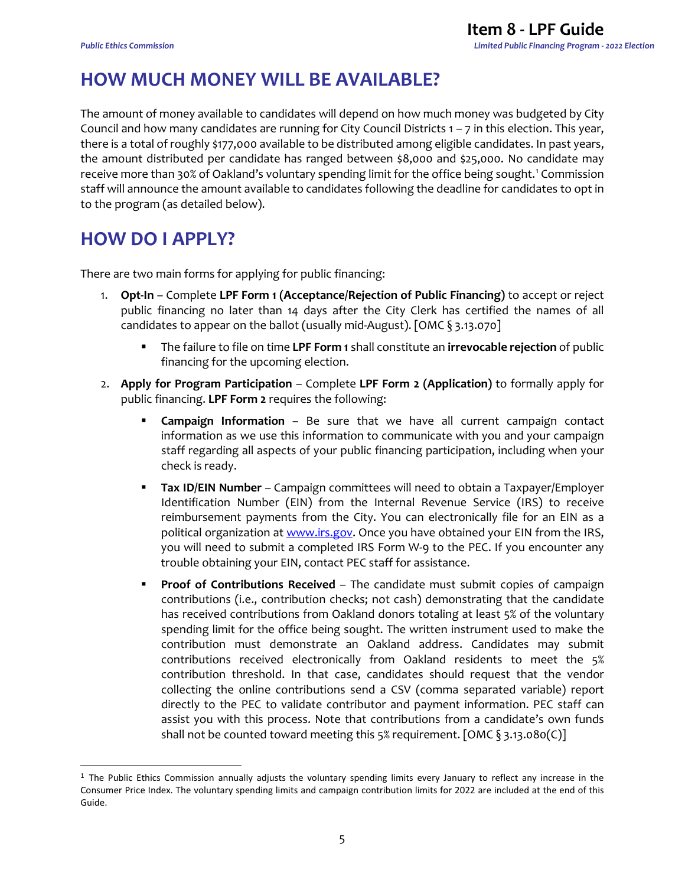## HOW MUCH MONEY WILL BE AVAILABLE?

The amount of money available to candidates will depend on how much money was budgeted by City Council and how many candidates are running for City Council Districts 1 – 7 in this election. This year, there is a total of roughly $177,000 available to be distributed among eligible candidates. In past years, the amount distributed per candidate has ranged between $8,000 and $25,000. No candidate may receive more than 30% of Oakland's voluntary spending limit for the office being sought.[1] Commission staff will announce the amount available to candidates following the deadline for candidates to opt in to the program (as detailed below).

## HOW DO I APPLY?

There are two main forms for applying for public financing:

1. **Opt-In** – Complete **LPF Form 1 (Acceptance/Rejection of Public Financing)** to accept or reject public financing no later than 14 days after the City Clerk has certified the names of all candidates to appear on the ballot (usually mid-August). [OMC § 3.13.070]
   - The failure to file on time **LPF Form 1** shall constitute an **irrevocable rejection** of public financing for the upcoming election.
2. **Apply for Program Participation** – Complete **LPF Form 2 (Application)** to formally apply for public financing. **LPF Form 2** requires the following:
   - **Campaign Information** – Be sure that we have all current campaign contact information as we use this information to communicate with you and your campaign staff regarding all aspects of your public financing participation, including when your check is ready.
   - **Tax ID/EIN Number** – Campaign committees will need to obtain a Taxpayer/Employer Identification Number (EIN) from the Internal Revenue Service (IRS) to receive reimbursement payments from the City. You can electronically file for an EIN as a political organization at www.irs.gov. Once you have obtained your EIN from the IRS, you will need to submit a completed IRS Form W-9 to the PEC. If you encounter any trouble obtaining your EIN, contact PEC staff for assistance.
   - **Proof of Contributions Received** – The candidate must submit copies of campaign contributions (i.e., contribution checks; not cash) demonstrating that the candidate has received contributions from Oakland donors totaling at least 5% of the voluntary spending limit for the office being sought. The written instrument used to make the contribution must demonstrate an Oakland address. Candidates may submit contributions received electronically from Oakland residents to meet the 5% contribution threshold. In that case, candidates should request that the vendor collecting the online contributions send a CSV (comma separated variable) report directly to the PEC to validate contributor and payment information. PEC staff can assist you with this process. Note that contributions from a candidate's own funds shall not be counted toward meeting this 5% requirement. [OMC § 3.13.080(C)]

[1] The Public Ethics Commission annually adjusts the voluntary spending limits every January to reflect any increase in the Consumer Price Index. The voluntary spending limits and campaign contribution limits for 2022 are included at the end of this Guide.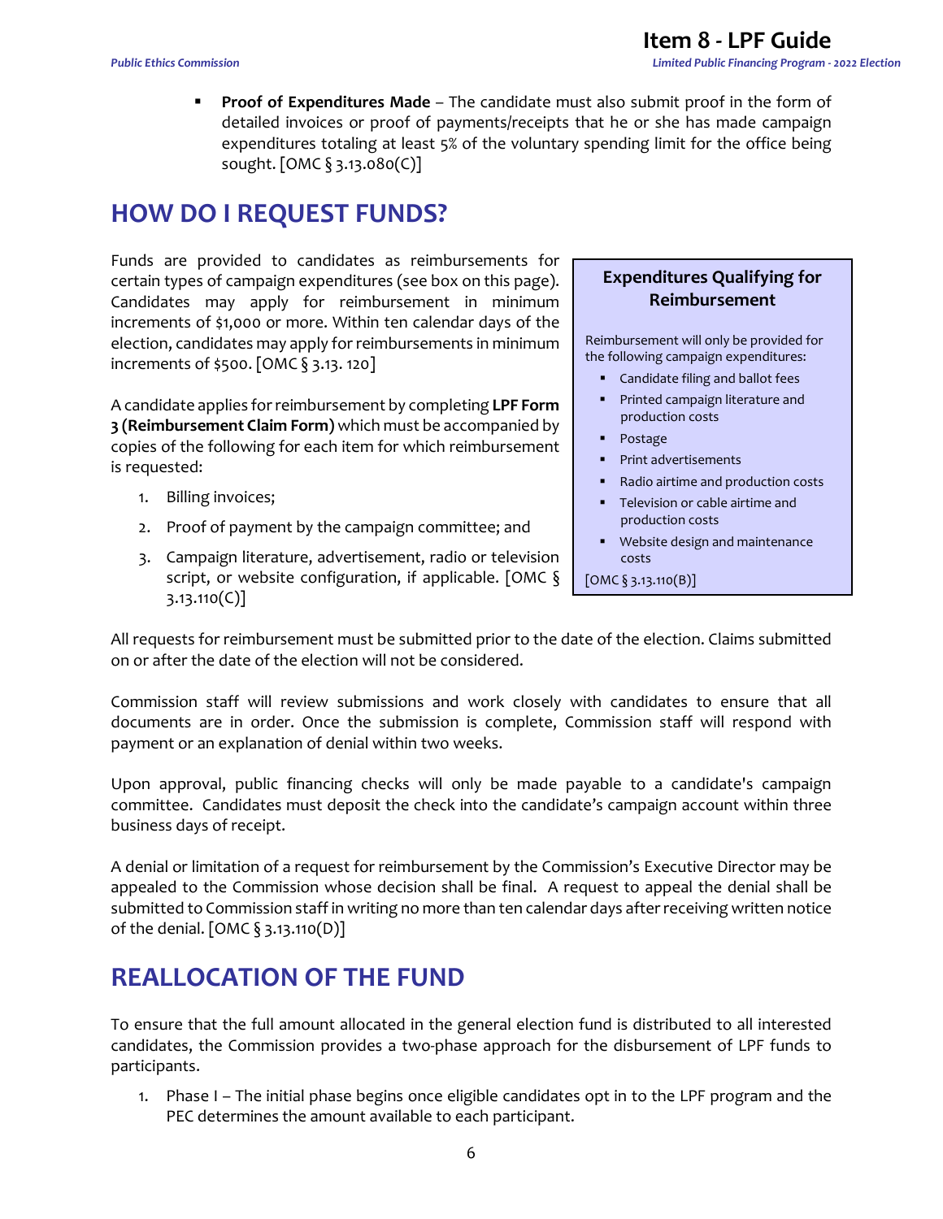- **Proof of Expenditures Made** – The candidate must also submit proof in the form of detailed invoices or proof of payments/receipts that he or she has made campaign expenditures totaling at least 5% of the voluntary spending limit for the office being sought. [OMC § 3.13.080(C)]

## HOW DO I REQUEST FUNDS?

Funds are provided to candidates as reimbursements for certain types of campaign expenditures (see box on this page). Candidates may apply for reimbursement in minimum increments of $1,000 or more. Within ten calendar days of the election, candidates may apply for reimbursements in minimum increments of $500. [OMC § 3.13. 120]

A candidate applies for reimbursement by completing **LPF Form 3 (Reimbursement Claim Form)** which must be accompanied by copies of the following for each item for which reimbursement is requested:

1. Billing invoices;
2. Proof of payment by the campaign committee; and
3. Campaign literature, advertisement, radio or television script, or website configuration, if applicable. [OMC § 3.13.110(C)]

**Expenditures Qualifying for Reimbursement**

Reimbursement will only be provided for the following campaign expenditures:

- Candidate filing and ballot fees
- Printed campaign literature and production costs
- Postage
- Print advertisements
- Radio airtime and production costs
- Television or cable airtime and production costs
- Website design and maintenance costs

[OMC § 3.13.110(B)]

All requests for reimbursement must be submitted prior to the date of the election. Claims submitted on or after the date of the election will not be considered.

Commission staff will review submissions and work closely with candidates to ensure that all documents are in order. Once the submission is complete, Commission staff will respond with payment or an explanation of denial within two weeks.

Upon approval, public financing checks will only be made payable to a candidate's campaign committee. Candidates must deposit the check into the candidate's campaign account within three business days of receipt.

A denial or limitation of a request for reimbursement by the Commission's Executive Director may be appealed to the Commission whose decision shall be final. A request to appeal the denial shall be submitted to Commission staff in writing no more than ten calendar days after receiving written notice of the denial. [OMC § 3.13.110(D)]

## REALLOCATION OF THE FUND

To ensure that the full amount allocated in the general election fund is distributed to all interested candidates, the Commission provides a two-phase approach for the disbursement of LPF funds to participants.

1. Phase I – The initial phase begins once eligible candidates opt in to the LPF program and the PEC determines the amount available to each participant.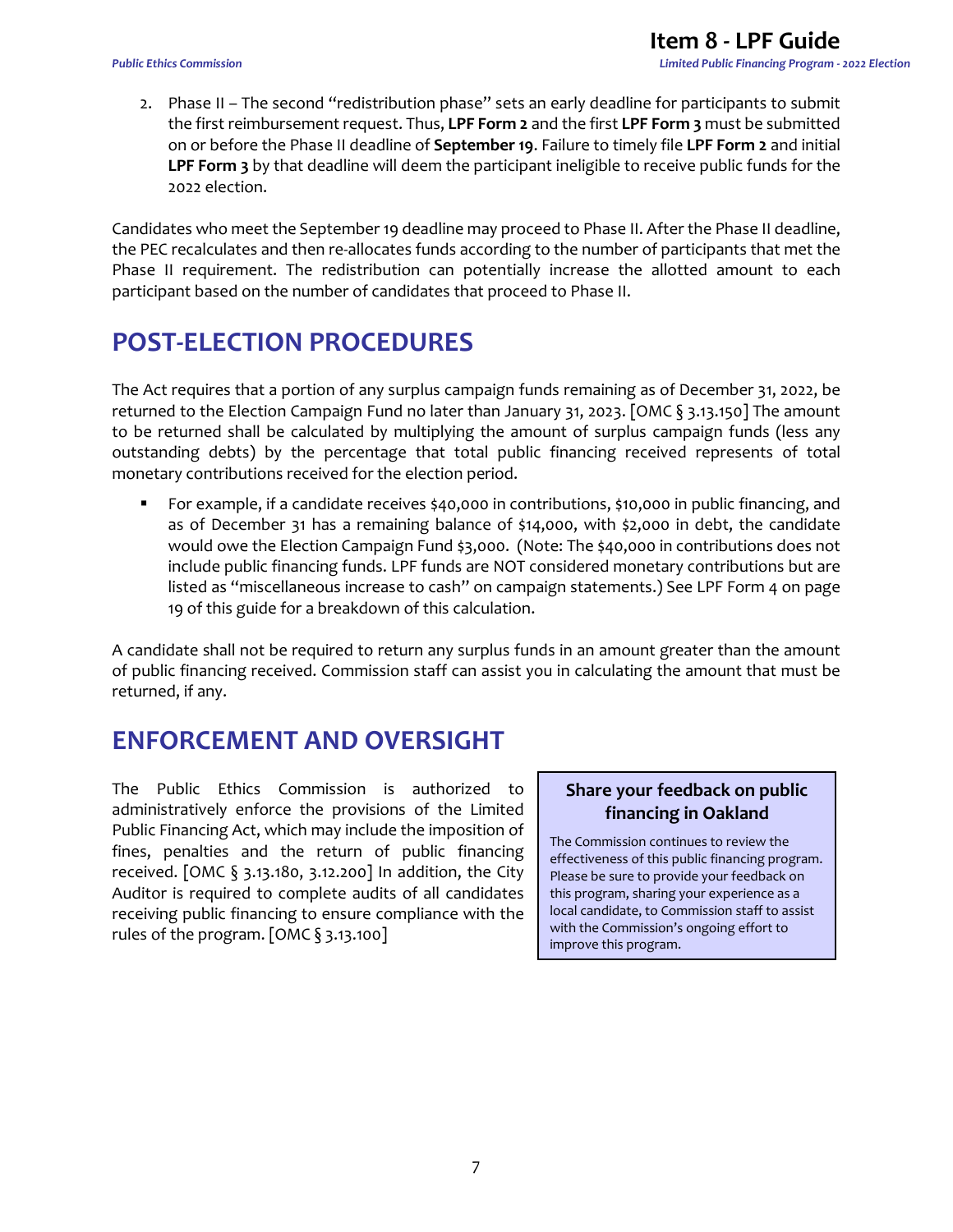2. Phase II – The second "redistribution phase" sets an early deadline for participants to submit the first reimbursement request. Thus, **LPF Form 2** and the first **LPF Form 3** must be submitted on or before the Phase II deadline of **September 19**. Failure to timely file **LPF Form 2** and initial **LPF Form 3** by that deadline will deem the participant ineligible to receive public funds for the 2022 election.

Candidates who meet the September 19 deadline may proceed to Phase II. After the Phase II deadline, the PEC recalculates and then re-allocates funds according to the number of participants that met the Phase II requirement. The redistribution can potentially increase the allotted amount to each participant based on the number of candidates that proceed to Phase II.

## POST-ELECTION PROCEDURES

The Act requires that a portion of any surplus campaign funds remaining as of December 31, 2022, be returned to the Election Campaign Fund no later than January 31, 2023. [OMC § 3.13.150] The amount to be returned shall be calculated by multiplying the amount of surplus campaign funds (less any outstanding debts) by the percentage that total public financing received represents of total monetary contributions received for the election period.

- For example, if a candidate receives $40,000 in contributions, $10,000 in public financing, and as of December 31 has a remaining balance of $14,000, with $2,000 in debt, the candidate would owe the Election Campaign Fund $3,000. (Note: The $40,000 in contributions does not include public financing funds. LPF funds are NOT considered monetary contributions but are listed as "miscellaneous increase to cash" on campaign statements.) See LPF Form 4 on page 19 of this guide for a breakdown of this calculation.

A candidate shall not be required to return any surplus funds in an amount greater than the amount of public financing received. Commission staff can assist you in calculating the amount that must be returned, if any.

## ENFORCEMENT AND OVERSIGHT

The Public Ethics Commission is authorized to administratively enforce the provisions of the Limited Public Financing Act, which may include the imposition of fines, penalties and the return of public financing received. [OMC § 3.13.180, 3.12.200] In addition, the City Auditor is required to complete audits of all candidates receiving public financing to ensure compliance with the rules of the program. [OMC § 3.13.100]

**Share your feedback on public financing in Oakland**

The Commission continues to review the effectiveness of this public financing program. Please be sure to provide your feedback on this program, sharing your experience as a local candidate, to Commission staff to assist with the Commission's ongoing effort to improve this program.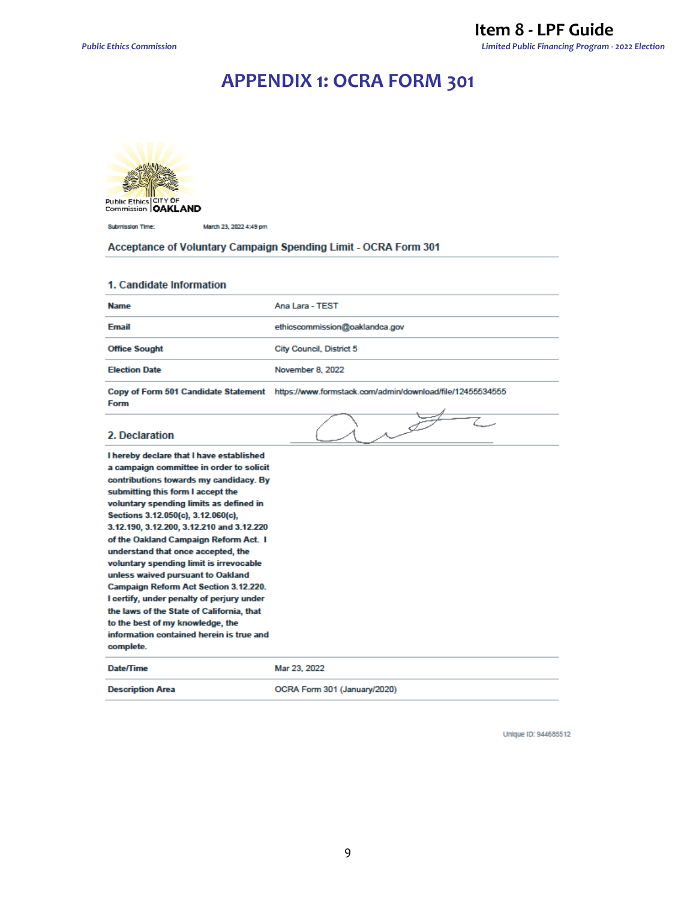# APPENDIX 1: OCRA FORM 301

Public Ethics Commission | CITY OF OAKLAND

Submission Time: March 23, 2022 4:49 pm

## Acceptance of Voluntary Campaign Spending Limit - OCRA Form 301

### 1. Candidate Information

| | |
|---|---|
| **Name** | Ana Lara - TEST |
| **Email** | ethicscommission@oaklandca.gov |
| **Office Sought** | City Council, District 5 |
| **Election Date** | November 8, 2022 |
| **Copy of Form 501 Candidate Statement Form** | https://www.formstack.com/admin/download/file/12455534555 |

### 2. Declaration

**I hereby declare that I have established a campaign committee in order to solicit contributions towards my candidacy. By submitting this form I accept the voluntary spending limits as defined in Sections 3.12.050(c), 3.12.060(c), 3.12.190, 3.12.200, 3.12.210 and 3.12.220 of the Oakland Campaign Reform Act. I understand that once accepted, the voluntary spending limit is irrevocable unless waived pursuant to Oakland Campaign Reform Act Section 3.12.220. I certify, under penalty of perjury under the laws of the State of California, that to the best of my knowledge, the information contained herein is true and complete.**

| | |
|---|---|
| **Date/Time** | Mar 23, 2022 |
| **Description Area** | OCRA Form 301 (January/2020) |

Unique ID: 944685512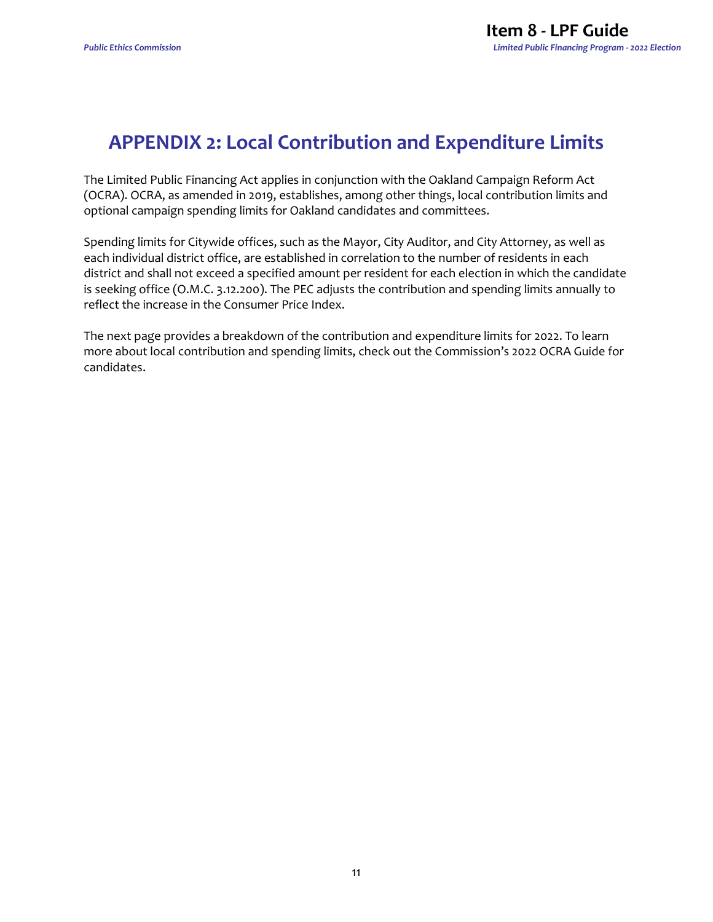# APPENDIX 2: Local Contribution and Expenditure Limits

The Limited Public Financing Act applies in conjunction with the Oakland Campaign Reform Act (OCRA). OCRA, as amended in 2019, establishes, among other things, local contribution limits and optional campaign spending limits for Oakland candidates and committees.

Spending limits for Citywide offices, such as the Mayor, City Auditor, and City Attorney, as well as each individual district office, are established in correlation to the number of residents in each district and shall not exceed a specified amount per resident for each election in which the candidate is seeking office (O.M.C. 3.12.200). The PEC adjusts the contribution and spending limits annually to reflect the increase in the Consumer Price Index.

The next page provides a breakdown of the contribution and expenditure limits for 2022. To learn more about local contribution and spending limits, check out the Commission's 2022 OCRA Guide for candidates.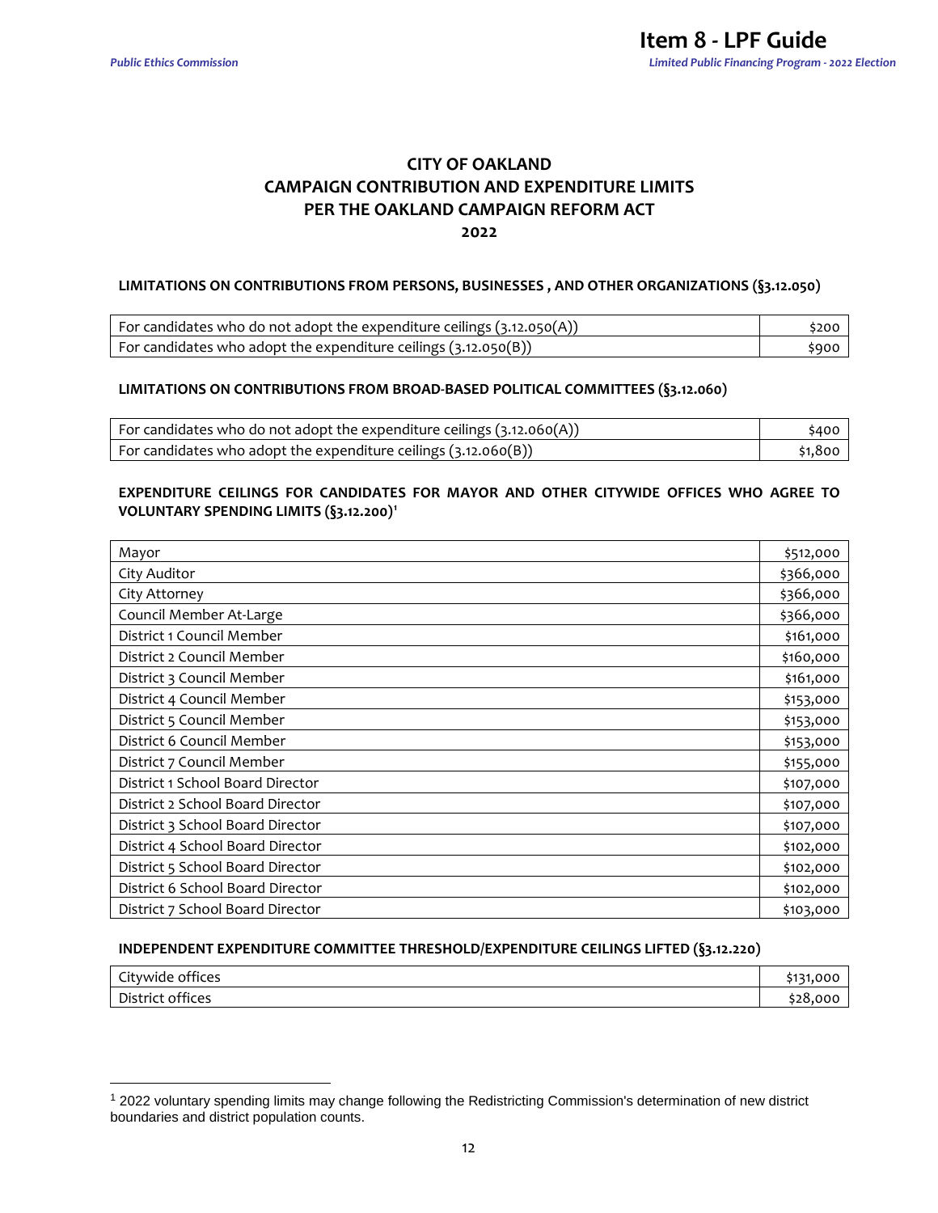# CITY OF OAKLAND
# CAMPAIGN CONTRIBUTION AND EXPENDITURE LIMITS
# PER THE OAKLAND CAMPAIGN REFORM ACT
# 2022

### LIMITATIONS ON CONTRIBUTIONS FROM PERSONS, BUSINESSES , AND OTHER ORGANIZATIONS (§3.12.050)

| | |
|---|---|
| For candidates who do not adopt the expenditure ceilings (3.12.050(A)) | $200 |
| For candidates who adopt the expenditure ceilings (3.12.050(B)) | $900 |

### LIMITATIONS ON CONTRIBUTIONS FROM BROAD-BASED POLITICAL COMMITTEES (§3.12.060)

| | |
|---|---|
| For candidates who do not adopt the expenditure ceilings (3.12.060(A)) | $400 |
| For candidates who adopt the expenditure ceilings (3.12.060(B)) | $1,800 |

### EXPENDITURE CEILINGS FOR CANDIDATES FOR MAYOR AND OTHER CITYWIDE OFFICES WHO AGREE TO VOLUNTARY SPENDING LIMITS (§3.12.200)[1]

| | |
|---|---|
| Mayor | $512,000 |
| City Auditor | $366,000 |
| City Attorney | $366,000 |
| Council Member At-Large | $366,000 |
| District 1 Council Member | $161,000 |
| District 2 Council Member | $160,000 |
| District 3 Council Member | $161,000 |
| District 4 Council Member | $153,000 |
| District 5 Council Member | $153,000 |
| District 6 Council Member | $153,000 |
| District 7 Council Member | $155,000 |
| District 1 School Board Director | $107,000 |
| District 2 School Board Director | $107,000 |
| District 3 School Board Director | $107,000 |
| District 4 School Board Director | $102,000 |
| District 5 School Board Director | $102,000 |
| District 6 School Board Director | $102,000 |
| District 7 School Board Director | $103,000 |

### INDEPENDENT EXPENDITURE COMMITTEE THRESHOLD/EXPENDITURE CEILINGS LIFTED (§3.12.220)

| | |
|---|---|
| Citywide offices | $131,000 |
| District offices | $28,000 |

[1] 2022 voluntary spending limits may change following the Redistricting Commission's determination of new district boundaries and district population counts.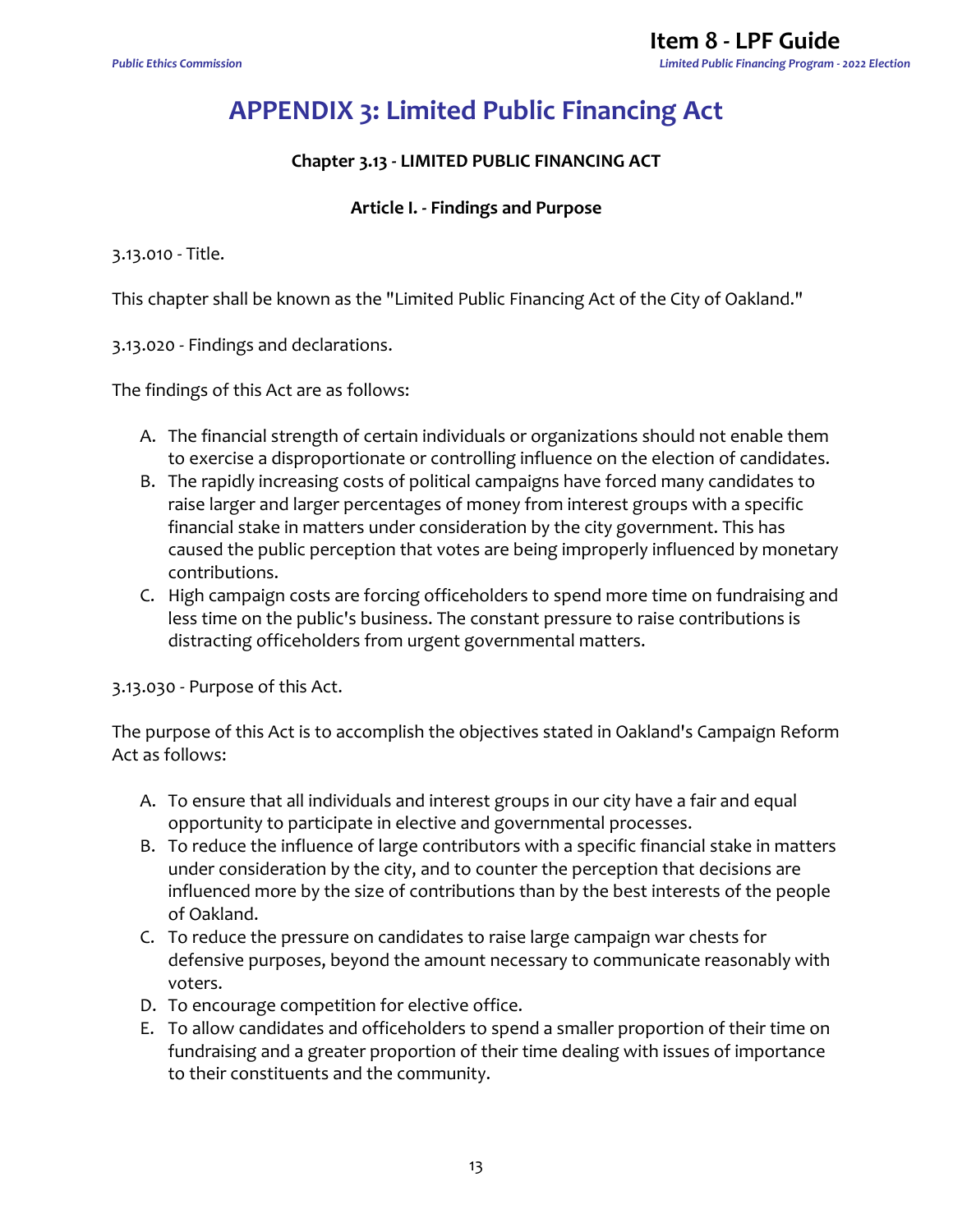# APPENDIX 3: Limited Public Financing Act

### Chapter 3.13 - LIMITED PUBLIC FINANCING ACT

### Article I. - Findings and Purpose

3.13.010 - Title.

This chapter shall be known as the "Limited Public Financing Act of the City of Oakland."

3.13.020 - Findings and declarations.

The findings of this Act are as follows:

A. The financial strength of certain individuals or organizations should not enable them to exercise a disproportionate or controlling influence on the election of candidates.
B. The rapidly increasing costs of political campaigns have forced many candidates to raise larger and larger percentages of money from interest groups with a specific financial stake in matters under consideration by the city government. This has caused the public perception that votes are being improperly influenced by monetary contributions.
C. High campaign costs are forcing officeholders to spend more time on fundraising and less time on the public's business. The constant pressure to raise contributions is distracting officeholders from urgent governmental matters.

3.13.030 - Purpose of this Act.

The purpose of this Act is to accomplish the objectives stated in Oakland's Campaign Reform Act as follows:

A. To ensure that all individuals and interest groups in our city have a fair and equal opportunity to participate in elective and governmental processes.
B. To reduce the influence of large contributors with a specific financial stake in matters under consideration by the city, and to counter the perception that decisions are influenced more by the size of contributions than by the best interests of the people of Oakland.
C. To reduce the pressure on candidates to raise large campaign war chests for defensive purposes, beyond the amount necessary to communicate reasonably with voters.
D. To encourage competition for elective office.
E. To allow candidates and officeholders to spend a smaller proportion of their time on fundraising and a greater proportion of their time dealing with issues of importance to their constituents and the community.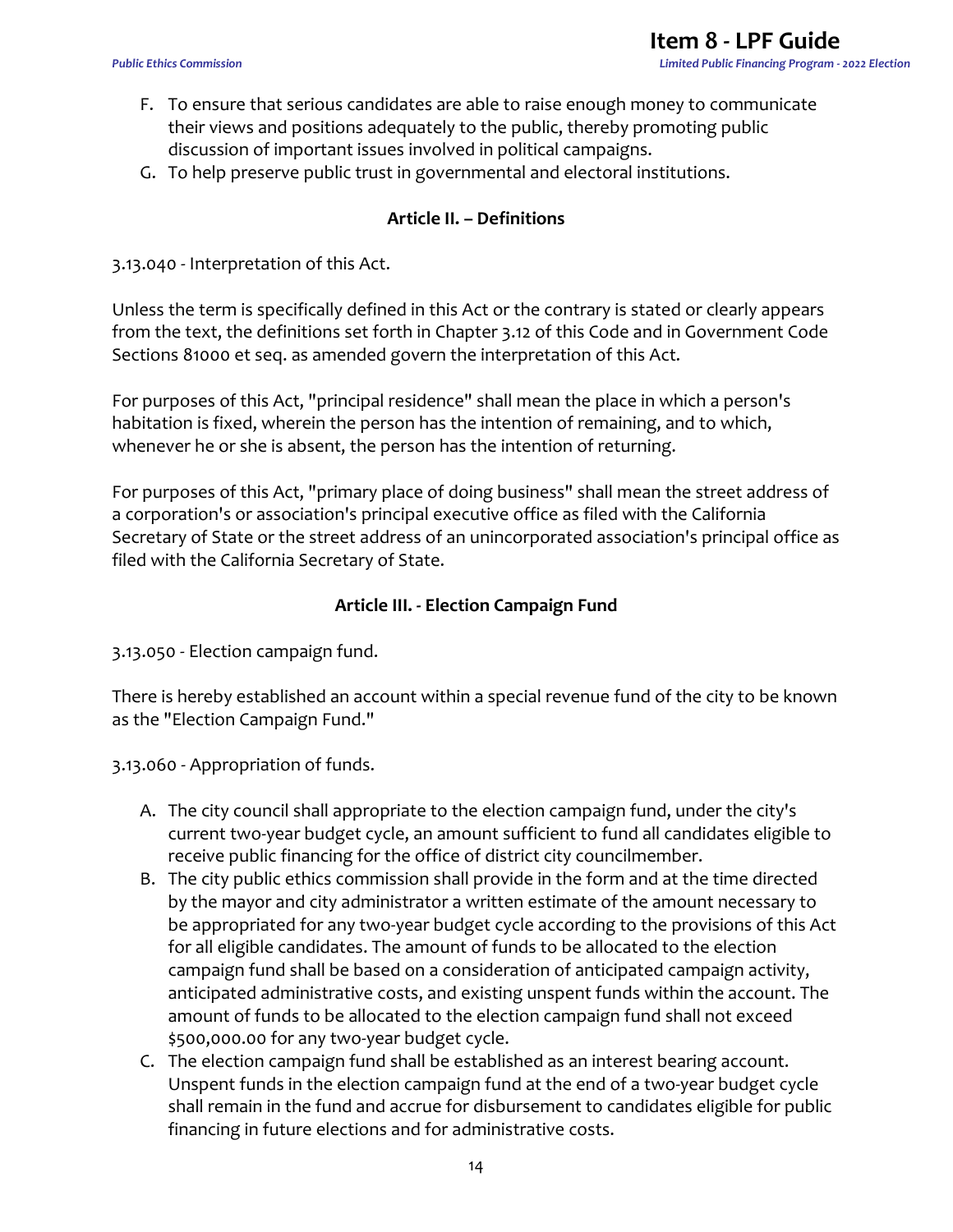F. To ensure that serious candidates are able to raise enough money to communicate their views and positions adequately to the public, thereby promoting public discussion of important issues involved in political campaigns.
G. To help preserve public trust in governmental and electoral institutions.

### Article II. – Definitions

3.13.040 - Interpretation of this Act.

Unless the term is specifically defined in this Act or the contrary is stated or clearly appears from the text, the definitions set forth in Chapter 3.12 of this Code and in Government Code Sections 81000 et seq. as amended govern the interpretation of this Act.

For purposes of this Act, "principal residence" shall mean the place in which a person's habitation is fixed, wherein the person has the intention of remaining, and to which, whenever he or she is absent, the person has the intention of returning.

For purposes of this Act, "primary place of doing business" shall mean the street address of a corporation's or association's principal executive office as filed with the California Secretary of State or the street address of an unincorporated association's principal office as filed with the California Secretary of State.

### Article III. - Election Campaign Fund

3.13.050 - Election campaign fund.

There is hereby established an account within a special revenue fund of the city to be known as the "Election Campaign Fund."

3.13.060 - Appropriation of funds.

A. The city council shall appropriate to the election campaign fund, under the city's current two-year budget cycle, an amount sufficient to fund all candidates eligible to receive public financing for the office of district city councilmember.
B. The city public ethics commission shall provide in the form and at the time directed by the mayor and city administrator a written estimate of the amount necessary to be appropriated for any two-year budget cycle according to the provisions of this Act for all eligible candidates. The amount of funds to be allocated to the election campaign fund shall be based on a consideration of anticipated campaign activity, anticipated administrative costs, and existing unspent funds within the account. The amount of funds to be allocated to the election campaign fund shall not exceed $500,000.00 for any two-year budget cycle.
C. The election campaign fund shall be established as an interest bearing account. Unspent funds in the election campaign fund at the end of a two-year budget cycle shall remain in the fund and accrue for disbursement to candidates eligible for public financing in future elections and for administrative costs.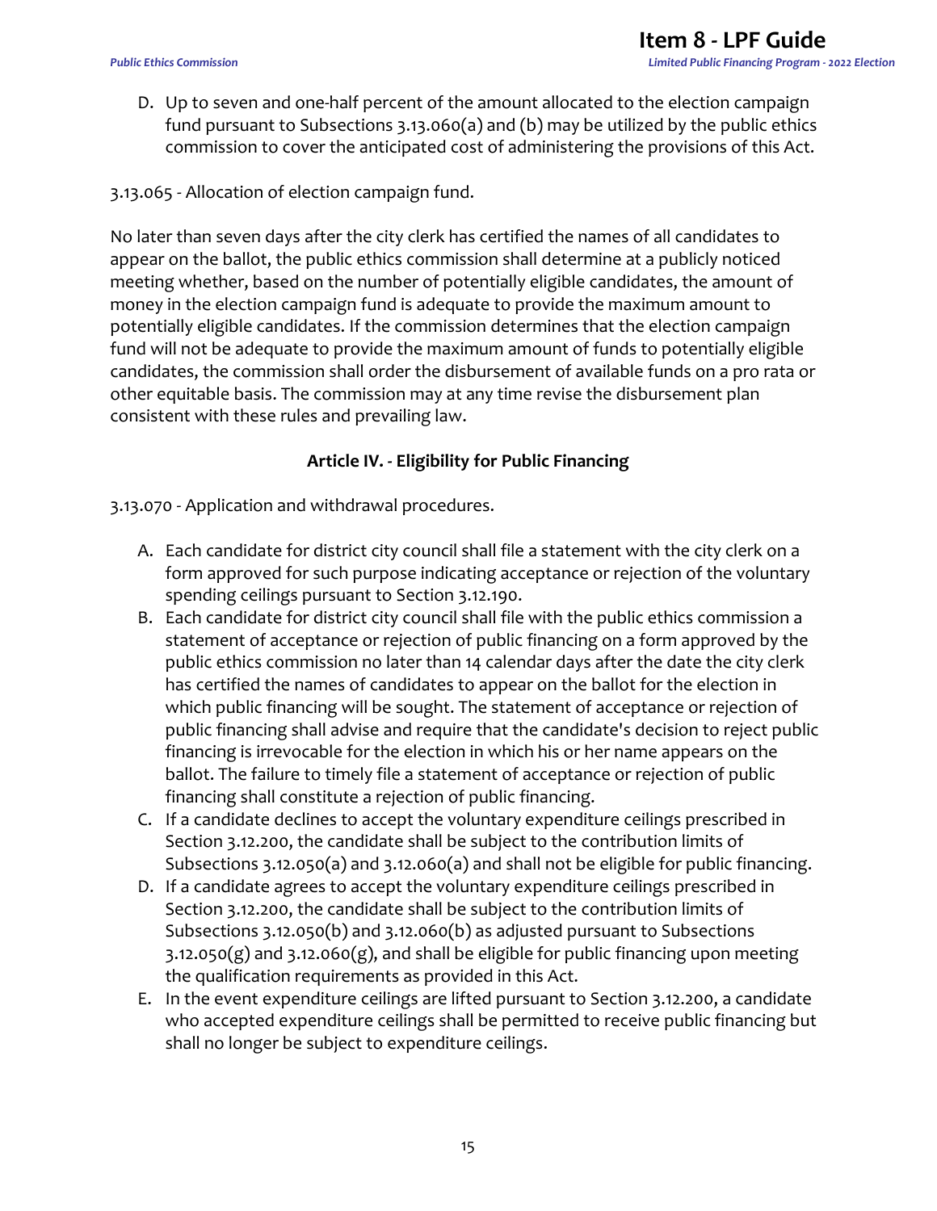D. Up to seven and one-half percent of the amount allocated to the election campaign fund pursuant to Subsections 3.13.060(a) and (b) may be utilized by the public ethics commission to cover the anticipated cost of administering the provisions of this Act.

3.13.065 - Allocation of election campaign fund.

No later than seven days after the city clerk has certified the names of all candidates to appear on the ballot, the public ethics commission shall determine at a publicly noticed meeting whether, based on the number of potentially eligible candidates, the amount of money in the election campaign fund is adequate to provide the maximum amount to potentially eligible candidates. If the commission determines that the election campaign fund will not be adequate to provide the maximum amount of funds to potentially eligible candidates, the commission shall order the disbursement of available funds on a pro rata or other equitable basis. The commission may at any time revise the disbursement plan consistent with these rules and prevailing law.

## Article IV. - Eligibility for Public Financing

3.13.070 - Application and withdrawal procedures.

A. Each candidate for district city council shall file a statement with the city clerk on a form approved for such purpose indicating acceptance or rejection of the voluntary spending ceilings pursuant to Section 3.12.190.

B. Each candidate for district city council shall file with the public ethics commission a statement of acceptance or rejection of public financing on a form approved by the public ethics commission no later than 14 calendar days after the date the city clerk has certified the names of candidates to appear on the ballot for the election in which public financing will be sought. The statement of acceptance or rejection of public financing shall advise and require that the candidate's decision to reject public financing is irrevocable for the election in which his or her name appears on the ballot. The failure to timely file a statement of acceptance or rejection of public financing shall constitute a rejection of public financing.

C. If a candidate declines to accept the voluntary expenditure ceilings prescribed in Section 3.12.200, the candidate shall be subject to the contribution limits of Subsections 3.12.050(a) and 3.12.060(a) and shall not be eligible for public financing.

D. If a candidate agrees to accept the voluntary expenditure ceilings prescribed in Section 3.12.200, the candidate shall be subject to the contribution limits of Subsections 3.12.050(b) and 3.12.060(b) as adjusted pursuant to Subsections 3.12.050(g) and 3.12.060(g), and shall be eligible for public financing upon meeting the qualification requirements as provided in this Act.

E. In the event expenditure ceilings are lifted pursuant to Section 3.12.200, a candidate who accepted expenditure ceilings shall be permitted to receive public financing but shall no longer be subject to expenditure ceilings.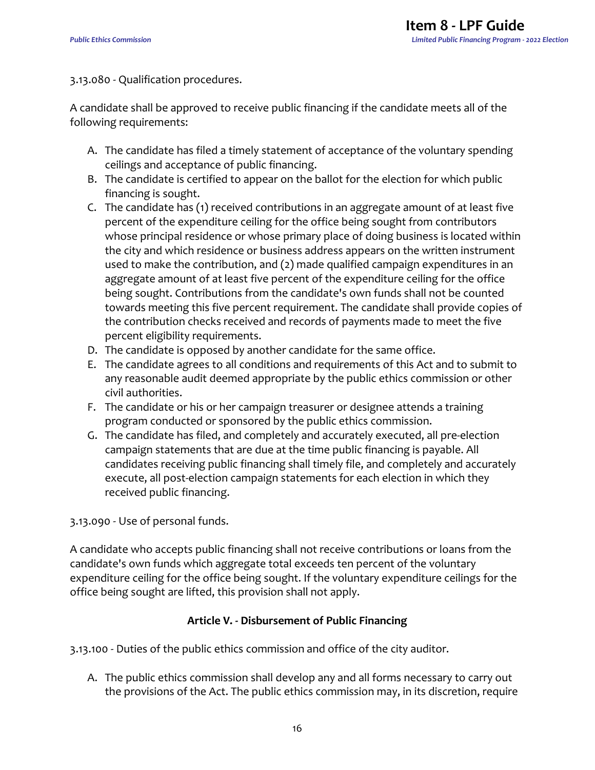3.13.080 - Qualification procedures.

A candidate shall be approved to receive public financing if the candidate meets all of the following requirements:

A. The candidate has filed a timely statement of acceptance of the voluntary spending ceilings and acceptance of public financing.
B. The candidate is certified to appear on the ballot for the election for which public financing is sought.
C. The candidate has (1) received contributions in an aggregate amount of at least five percent of the expenditure ceiling for the office being sought from contributors whose principal residence or whose primary place of doing business is located within the city and which residence or business address appears on the written instrument used to make the contribution, and (2) made qualified campaign expenditures in an aggregate amount of at least five percent of the expenditure ceiling for the office being sought. Contributions from the candidate's own funds shall not be counted towards meeting this five percent requirement. The candidate shall provide copies of the contribution checks received and records of payments made to meet the five percent eligibility requirements.
D. The candidate is opposed by another candidate for the same office.
E. The candidate agrees to all conditions and requirements of this Act and to submit to any reasonable audit deemed appropriate by the public ethics commission or other civil authorities.
F. The candidate or his or her campaign treasurer or designee attends a training program conducted or sponsored by the public ethics commission.
G. The candidate has filed, and completely and accurately executed, all pre-election campaign statements that are due at the time public financing is payable. All candidates receiving public financing shall timely file, and completely and accurately execute, all post-election campaign statements for each election in which they received public financing.

3.13.090 - Use of personal funds.

A candidate who accepts public financing shall not receive contributions or loans from the candidate's own funds which aggregate total exceeds ten percent of the voluntary expenditure ceiling for the office being sought. If the voluntary expenditure ceilings for the office being sought are lifted, this provision shall not apply.

## Article V. - Disbursement of Public Financing

3.13.100 - Duties of the public ethics commission and office of the city auditor.

A. The public ethics commission shall develop any and all forms necessary to carry out the provisions of the Act. The public ethics commission may, in its discretion, require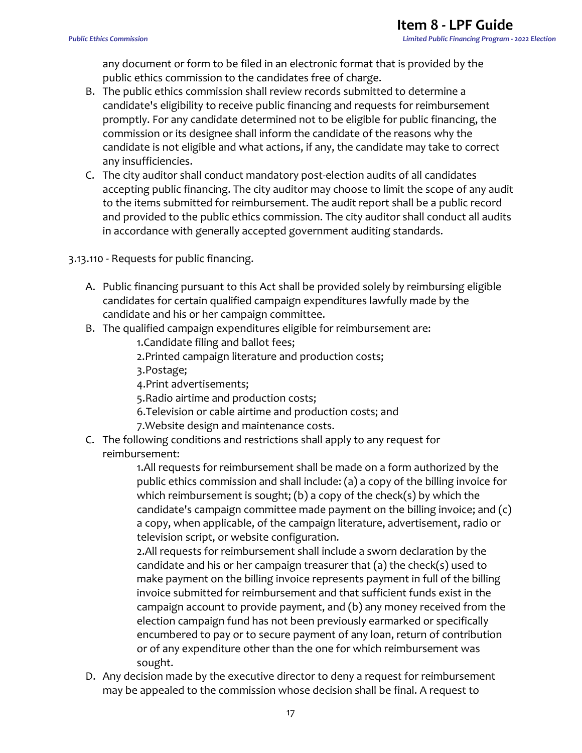any document or form to be filed in an electronic format that is provided by the public ethics commission to the candidates free of charge.

B. The public ethics commission shall review records submitted to determine a candidate's eligibility to receive public financing and requests for reimbursement promptly. For any candidate determined not to be eligible for public financing, the commission or its designee shall inform the candidate of the reasons why the candidate is not eligible and what actions, if any, the candidate may take to correct any insufficiencies.
C. The city auditor shall conduct mandatory post-election audits of all candidates accepting public financing. The city auditor may choose to limit the scope of any audit to the items submitted for reimbursement. The audit report shall be a public record and provided to the public ethics commission. The city auditor shall conduct all audits in accordance with generally accepted government auditing standards.

3.13.110 - Requests for public financing.

A. Public financing pursuant to this Act shall be provided solely by reimbursing eligible candidates for certain qualified campaign expenditures lawfully made by the candidate and his or her campaign committee.
B. The qualified campaign expenditures eligible for reimbursement are:
    1. Candidate filing and ballot fees;
    2. Printed campaign literature and production costs;
    3. Postage;
    4. Print advertisements;
    5. Radio airtime and production costs;
    6. Television or cable airtime and production costs; and
    7. Website design and maintenance costs.
C. The following conditions and restrictions shall apply to any request for reimbursement:
    1. All requests for reimbursement shall be made on a form authorized by the public ethics commission and shall include: (a) a copy of the billing invoice for which reimbursement is sought; (b) a copy of the check(s) by which the candidate's campaign committee made payment on the billing invoice; and (c) a copy, when applicable, of the campaign literature, advertisement, radio or television script, or website configuration.
    2. All requests for reimbursement shall include a sworn declaration by the candidate and his or her campaign treasurer that (a) the check(s) used to make payment on the billing invoice represents payment in full of the billing invoice submitted for reimbursement and that sufficient funds exist in the campaign account to provide payment, and (b) any money received from the election campaign fund has not been previously earmarked or specifically encumbered to pay or to secure payment of any loan, return of contribution or of any expenditure other than the one for which reimbursement was sought.
D. Any decision made by the executive director to deny a request for reimbursement may be appealed to the commission whose decision shall be final. A request to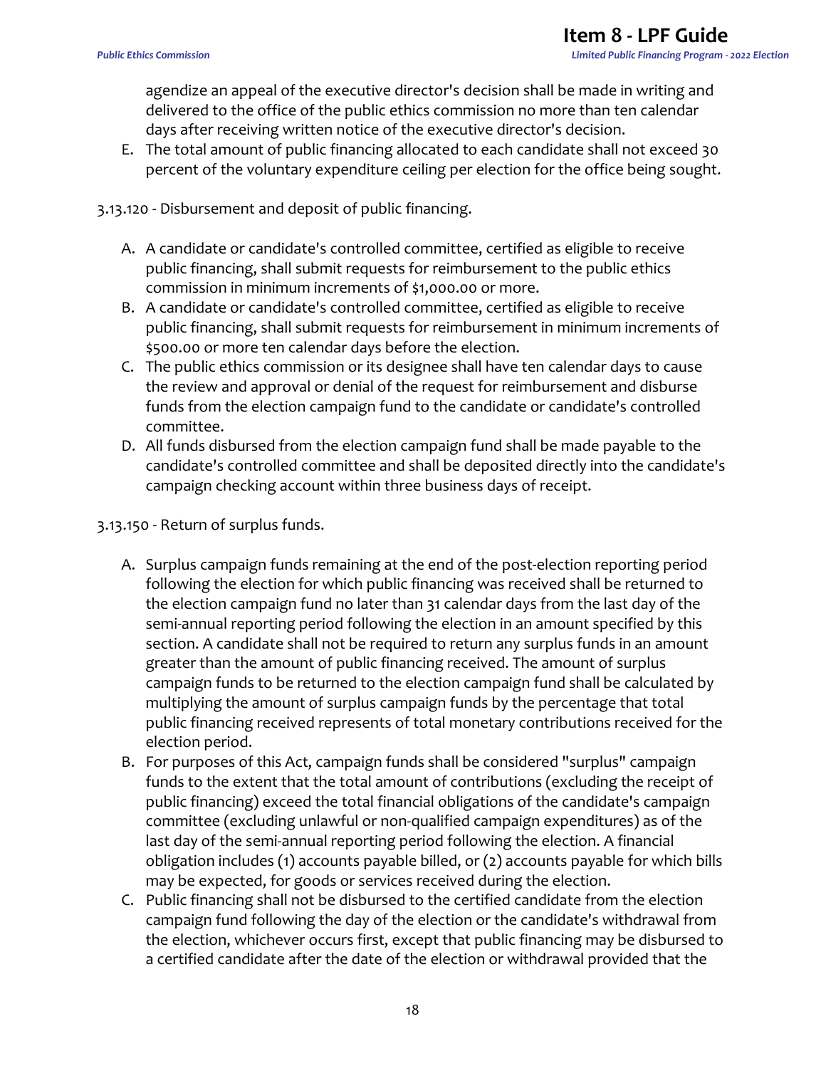agendize an appeal of the executive director's decision shall be made in writing and delivered to the office of the public ethics commission no more than ten calendar days after receiving written notice of the executive director's decision.

E. The total amount of public financing allocated to each candidate shall not exceed 30 percent of the voluntary expenditure ceiling per election for the office being sought.

3.13.120 - Disbursement and deposit of public financing.

A. A candidate or candidate's controlled committee, certified as eligible to receive public financing, shall submit requests for reimbursement to the public ethics commission in minimum increments of $1,000.00 or more.
B. A candidate or candidate's controlled committee, certified as eligible to receive public financing, shall submit requests for reimbursement in minimum increments of $500.00 or more ten calendar days before the election.
C. The public ethics commission or its designee shall have ten calendar days to cause the review and approval or denial of the request for reimbursement and disburse funds from the election campaign fund to the candidate or candidate's controlled committee.
D. All funds disbursed from the election campaign fund shall be made payable to the candidate's controlled committee and shall be deposited directly into the candidate's campaign checking account within three business days of receipt.

3.13.150 - Return of surplus funds.

A. Surplus campaign funds remaining at the end of the post-election reporting period following the election for which public financing was received shall be returned to the election campaign fund no later than 31 calendar days from the last day of the semi-annual reporting period following the election in an amount specified by this section. A candidate shall not be required to return any surplus funds in an amount greater than the amount of public financing received. The amount of surplus campaign funds to be returned to the election campaign fund shall be calculated by multiplying the amount of surplus campaign funds by the percentage that total public financing received represents of total monetary contributions received for the election period.
B. For purposes of this Act, campaign funds shall be considered "surplus" campaign funds to the extent that the total amount of contributions (excluding the receipt of public financing) exceed the total financial obligations of the candidate's campaign committee (excluding unlawful or non-qualified campaign expenditures) as of the last day of the semi-annual reporting period following the election. A financial obligation includes (1) accounts payable billed, or (2) accounts payable for which bills may be expected, for goods or services received during the election.
C. Public financing shall not be disbursed to the certified candidate from the election campaign fund following the day of the election or the candidate's withdrawal from the election, whichever occurs first, except that public financing may be disbursed to a certified candidate after the date of the election or withdrawal provided that the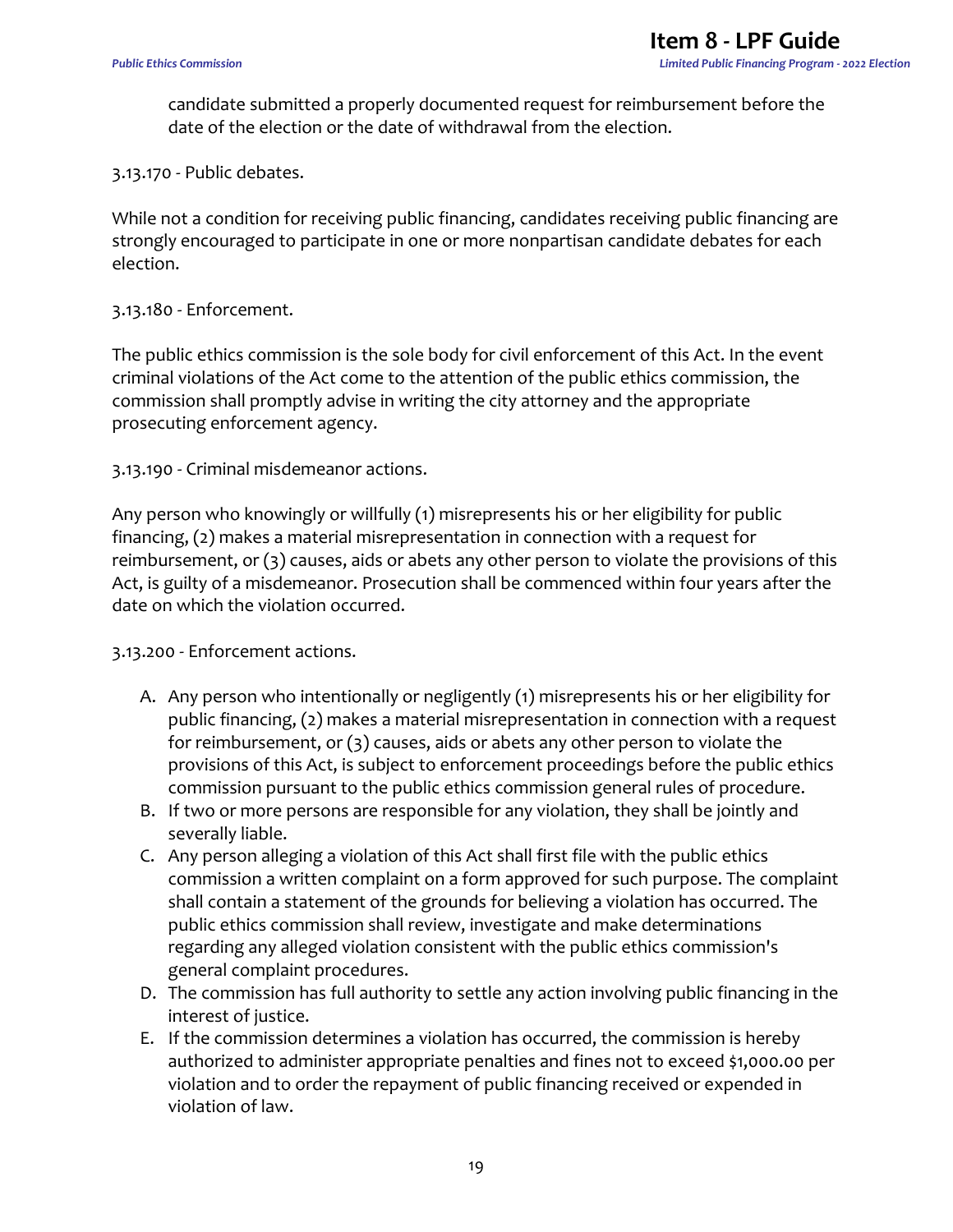candidate submitted a properly documented request for reimbursement before the date of the election or the date of withdrawal from the election.

3.13.170 - Public debates.

While not a condition for receiving public financing, candidates receiving public financing are strongly encouraged to participate in one or more nonpartisan candidate debates for each election.

3.13.180 - Enforcement.

The public ethics commission is the sole body for civil enforcement of this Act. In the event criminal violations of the Act come to the attention of the public ethics commission, the commission shall promptly advise in writing the city attorney and the appropriate prosecuting enforcement agency.

3.13.190 - Criminal misdemeanor actions.

Any person who knowingly or willfully (1) misrepresents his or her eligibility for public financing, (2) makes a material misrepresentation in connection with a request for reimbursement, or (3) causes, aids or abets any other person to violate the provisions of this Act, is guilty of a misdemeanor. Prosecution shall be commenced within four years after the date on which the violation occurred.

3.13.200 - Enforcement actions.

A. Any person who intentionally or negligently (1) misrepresents his or her eligibility for public financing, (2) makes a material misrepresentation in connection with a request for reimbursement, or (3) causes, aids or abets any other person to violate the provisions of this Act, is subject to enforcement proceedings before the public ethics commission pursuant to the public ethics commission general rules of procedure.
B. If two or more persons are responsible for any violation, they shall be jointly and severally liable.
C. Any person alleging a violation of this Act shall first file with the public ethics commission a written complaint on a form approved for such purpose. The complaint shall contain a statement of the grounds for believing a violation has occurred. The public ethics commission shall review, investigate and make determinations regarding any alleged violation consistent with the public ethics commission's general complaint procedures.
D. The commission has full authority to settle any action involving public financing in the interest of justice.
E. If the commission determines a violation has occurred, the commission is hereby authorized to administer appropriate penalties and fines not to exceed $1,000.00 per violation and to order the repayment of public financing received or expended in violation of law.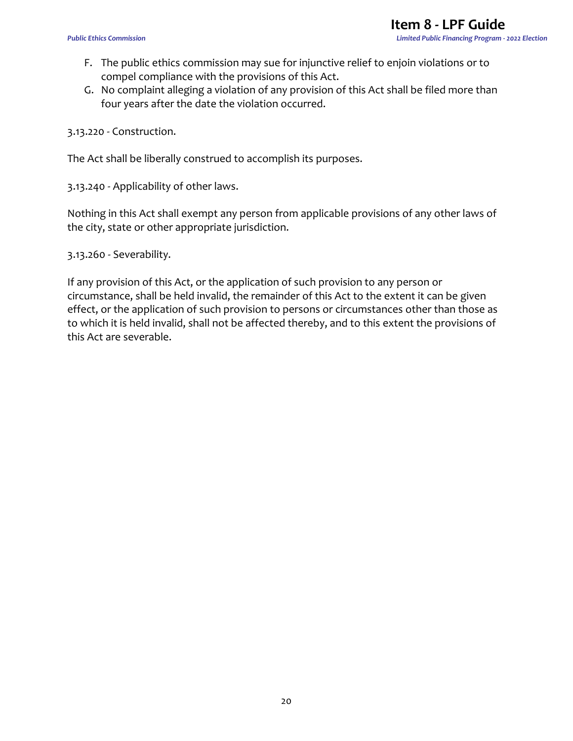F. The public ethics commission may sue for injunctive relief to enjoin violations or to compel compliance with the provisions of this Act.
G. No complaint alleging a violation of any provision of this Act shall be filed more than four years after the date the violation occurred.

3.13.220 - Construction.

The Act shall be liberally construed to accomplish its purposes.

3.13.240 - Applicability of other laws.

Nothing in this Act shall exempt any person from applicable provisions of any other laws of the city, state or other appropriate jurisdiction.

3.13.260 - Severability.

If any provision of this Act, or the application of such provision to any person or circumstance, shall be held invalid, the remainder of this Act to the extent it can be given effect, or the application of such provision to persons or circumstances other than those as to which it is held invalid, shall not be affected thereby, and to this extent the provisions of this Act are severable.